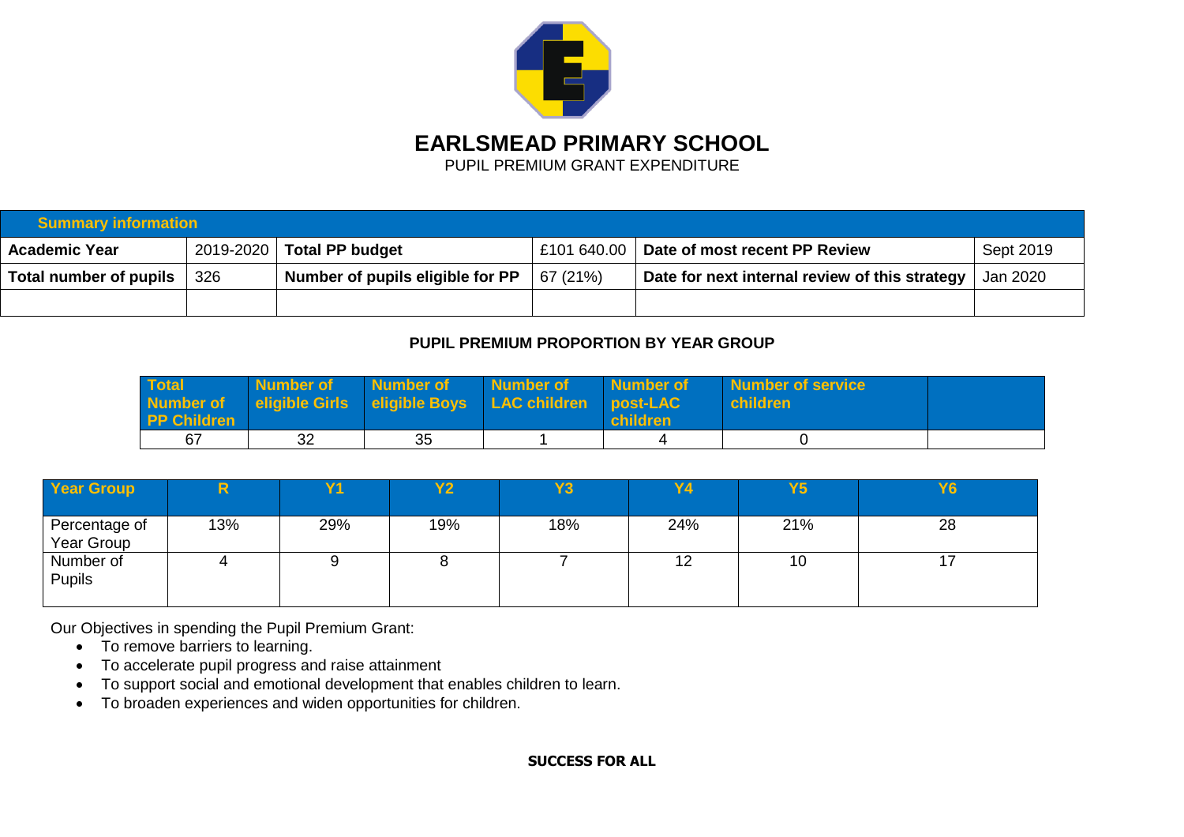# EARLSMEAD PRIMARY SCHOOL

PUPIL PREMIUM GRANT EXPENDITURE

| Summary information | | | | | |
|---|---|---|---|---|---|
| **Academic Year** | 2019-2020 | **Total PP budget** | £101 640.00 | **Date of most recent PP Review** | Sept 2019 |
| **Total number of pupils** | 326 | **Number of pupils eligible for PP** | 67 (21%) | **Date for next internal review of this strategy** | Jan 2020 |
| | | | | | |

**PUPIL PREMIUM PROPORTION BY YEAR GROUP**

| Total Number of PP Children | Number of eligible Girls | Number of eligible Boys | Number of LAC children | Number of post-LAC children | Number of service children | |
|---|---|---|---|---|---|---|
| 67 | 32 | 35 | 1 | 4 | 0 | |

| Year Group | R | Y1 | Y2 | Y3 | Y4 | Y5 | Y6 |
|---|---|---|---|---|---|---|---|
| Percentage of Year Group | 13% | 29% | 19% | 18% | 24% | 21% | 28 |
| Number of Pupils | 4 | 9 | 8 | 7 | 12 | 10 | 17 |

Our Objectives in spending the Pupil Premium Grant:

- To remove barriers to learning.
- To accelerate pupil progress and raise attainment
- To support social and emotional development that enables children to learn.
- To broaden experiences and widen opportunities for children.

**SUCCESS FOR ALL**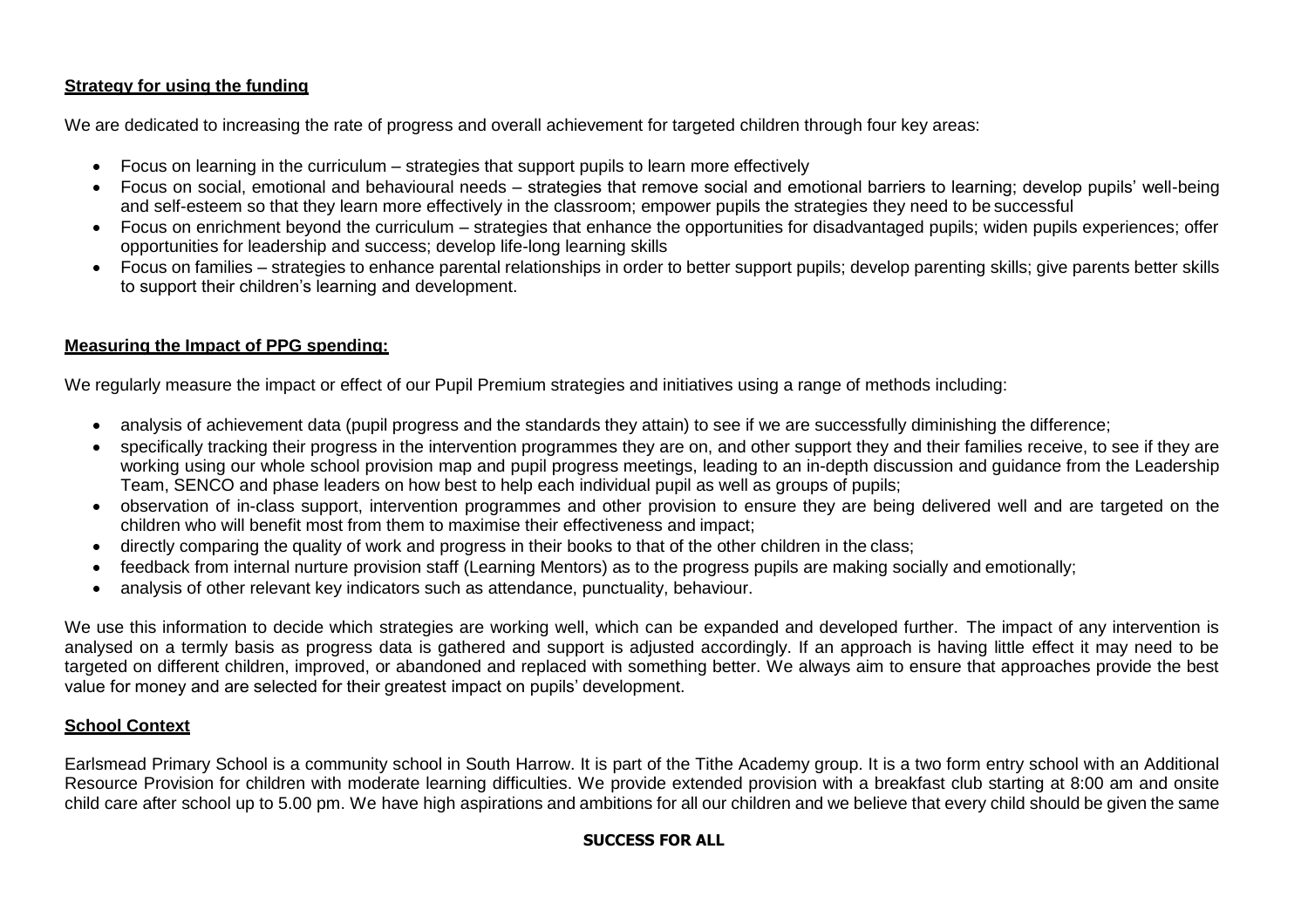**Strategy for using the funding**

We are dedicated to increasing the rate of progress and overall achievement for targeted children through four key areas:

- Focus on learning in the curriculum – strategies that support pupils to learn more effectively
- Focus on social, emotional and behavioural needs – strategies that remove social and emotional barriers to learning; develop pupils' well-being and self-esteem so that they learn more effectively in the classroom; empower pupils the strategies they need to be successful
- Focus on enrichment beyond the curriculum – strategies that enhance the opportunities for disadvantaged pupils; widen pupils experiences; offer opportunities for leadership and success; develop life-long learning skills
- Focus on families – strategies to enhance parental relationships in order to better support pupils; develop parenting skills; give parents better skills to support their children's learning and development.

**Measuring the Impact of PPG spending:**

We regularly measure the impact or effect of our Pupil Premium strategies and initiatives using a range of methods including:

- analysis of achievement data (pupil progress and the standards they attain) to see if we are successfully diminishing the difference;
- specifically tracking their progress in the intervention programmes they are on, and other support they and their families receive, to see if they are working using our whole school provision map and pupil progress meetings, leading to an in-depth discussion and guidance from the Leadership Team, SENCO and phase leaders on how best to help each individual pupil as well as groups of pupils;
- observation of in-class support, intervention programmes and other provision to ensure they are being delivered well and are targeted on the children who will benefit most from them to maximise their effectiveness and impact;
- directly comparing the quality of work and progress in their books to that of the other children in the class;
- feedback from internal nurture provision staff (Learning Mentors) as to the progress pupils are making socially and emotionally;
- analysis of other relevant key indicators such as attendance, punctuality, behaviour.

We use this information to decide which strategies are working well, which can be expanded and developed further. The impact of any intervention is analysed on a termly basis as progress data is gathered and support is adjusted accordingly. If an approach is having little effect it may need to be targeted on different children, improved, or abandoned and replaced with something better. We always aim to ensure that approaches provide the best value for money and are selected for their greatest impact on pupils' development.

**School Context**

Earlsmead Primary School is a community school in South Harrow. It is part of the Tithe Academy group. It is a two form entry school with an Additional Resource Provision for children with moderate learning difficulties. We provide extended provision with a breakfast club starting at 8:00 am and onsite child care after school up to 5.00 pm. We have high aspirations and ambitions for all our children and we believe that every child should be given the same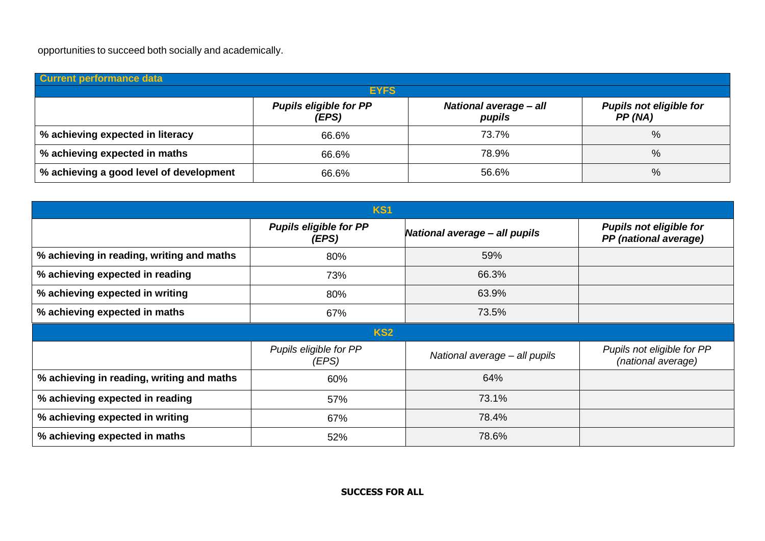opportunities to succeed both socially and academically.

| Current performance data | | | |
|---|---|---|---|
| **EYFS** | | | |
| | ***Pupils eligible for PP (EPS)*** | ***National average – all pupils*** | ***Pupils not eligible for PP (NA)*** |
| **% achieving expected in literacy** | 66.6% | 73.7% | % |
| **% achieving expected in maths** | 66.6% | 78.9% | % |
| **% achieving a good level of development** | 66.6% | 56.6% | % |

| **KS1** | | | |
|---|---|---|---|
| | ***Pupils eligible for PP (EPS)*** | ***National average – all pupils*** | ***Pupils not eligible for PP (national average)*** |
| **% achieving in reading, writing and maths** | 80% | 59% | |
| **% achieving expected in reading** | 73% | 66.3% | |
| **% achieving expected in writing** | 80% | 63.9% | |
| **% achieving expected in maths** | 67% | 73.5% | |
| **KS2** | | | |
| | *Pupils eligible for PP (EPS)* | *National average – all pupils* | *Pupils not eligible for PP (national average)* |
| **% achieving in reading, writing and maths** | 60% | 64% | |
| **% achieving expected in reading** | 57% | 73.1% | |
| **% achieving expected in writing** | 67% | 78.4% | |
| **% achieving expected in maths** | 52% | 78.6% | |

**SUCCESS FOR ALL**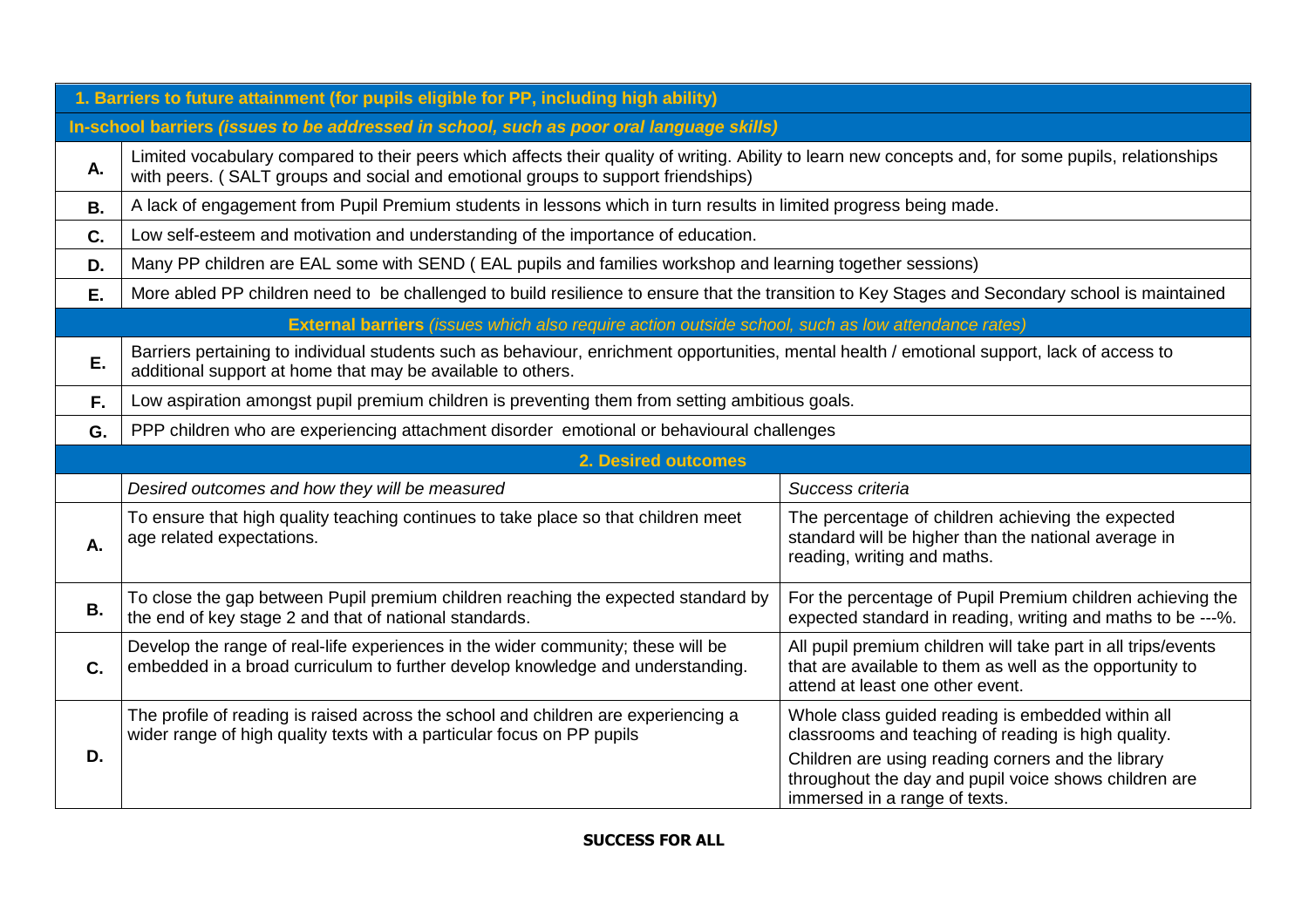| 1. Barriers to future attainment (for pupils eligible for PP, including high ability) | | |
|---|---|---|
| **In-school barriers** *(issues to be addressed in school, such as poor oral language skills)* | | |
| **A.** | Limited vocabulary compared to their peers which affects their quality of writing. Ability to learn new concepts and, for some pupils, relationships with peers. ( SALT groups and social and emotional groups to support friendships) | |
| **B.** | A lack of engagement from Pupil Premium students in lessons which in turn results in limited progress being made. | |
| **C.** | Low self-esteem and motivation and understanding of the importance of education. | |
| **D.** | Many PP children are EAL some with SEND ( EAL pupils and families workshop and learning together sessions) | |
| **E.** | More abled PP children need to be challenged to build resilience to ensure that the transition to Key Stages and Secondary school is maintained | |
| **External barriers** *(issues which also require action outside school, such as low attendance rates)* | | |
| **E.** | Barriers pertaining to individual students such as behaviour, enrichment opportunities, mental health / emotional support, lack of access to additional support at home that may be available to others. | |
| **F.** | Low aspiration amongst pupil premium children is preventing them from setting ambitious goals. | |
| **G.** | PPP children who are experiencing attachment disorder emotional or behavioural challenges | |
| **2. Desired outcomes** | | |
| | *Desired outcomes and how they will be measured* | *Success criteria* |
| **A.** | To ensure that high quality teaching continues to take place so that children meet age related expectations. | The percentage of children achieving the expected standard will be higher than the national average in reading, writing and maths. |
| **B.** | To close the gap between Pupil premium children reaching the expected standard by the end of key stage 2 and that of national standards. | For the percentage of Pupil Premium children achieving the expected standard in reading, writing and maths to be ---%. |
| **C.** | Develop the range of real-life experiences in the wider community; these will be embedded in a broad curriculum to further develop knowledge and understanding. | All pupil premium children will take part in all trips/events that are available to them as well as the opportunity to attend at least one other event. |
| **D.** | The profile of reading is raised across the school and children are experiencing a wider range of high quality texts with a particular focus on PP pupils | Whole class guided reading is embedded within all classrooms and teaching of reading is high quality.<br><br>Children are using reading corners and the library throughout the day and pupil voice shows children are immersed in a range of texts. |

**SUCCESS FOR ALL**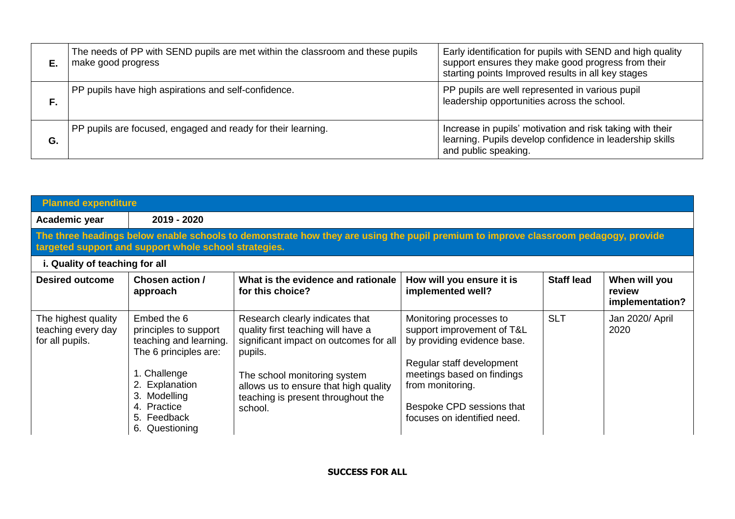| | | |
|---|---|---|
| **E.** | The needs of PP with SEND pupils are met within the classroom and these pupils make good progress | Early identification for pupils with SEND and high quality support ensures they make good progress from their starting points Improved results in all key stages |
| **F.** | PP pupils have high aspirations and self-confidence. | PP pupils are well represented in various pupil leadership opportunities across the school. |
| **G.** | PP pupils are focused, engaged and ready for their learning. | Increase in pupils' motivation and risk taking with their learning. Pupils develop confidence in leadership skills and public speaking. |

| **Planned expenditure** | | | | | |
|---|---|---|---|---|---|
| **Academic year** | **2019 - 2020** | | | | |
| **The three headings below enable schools to demonstrate how they are using the pupil premium to improve classroom pedagogy, provide targeted support and support whole school strategies.** | | | | | |
| **i. Quality of teaching for all** | | | | | |
| **Desired outcome** | **Chosen action / approach** | **What is the evidence and rationale for this choice?** | **How will you ensure it is implemented well?** | **Staff lead** | **When will you review implementation?** |
| The highest quality teaching every day for all pupils. | Embed the 6 principles to support teaching and learning. The 6 principles are:<br><br>1. Challenge<br>2. Explanation<br>3. Modelling<br>4. Practice<br>5. Feedback<br>6. Questioning | Research clearly indicates that quality first teaching will have a significant impact on outcomes for all pupils.<br><br>The school monitoring system allows us to ensure that high quality teaching is present throughout the school. | Monitoring processes to support improvement of T&L by providing evidence base.<br><br>Regular staff development meetings based on findings from monitoring.<br><br>Bespoke CPD sessions that focuses on identified need. | SLT | Jan 2020/ April 2020 |

**SUCCESS FOR ALL**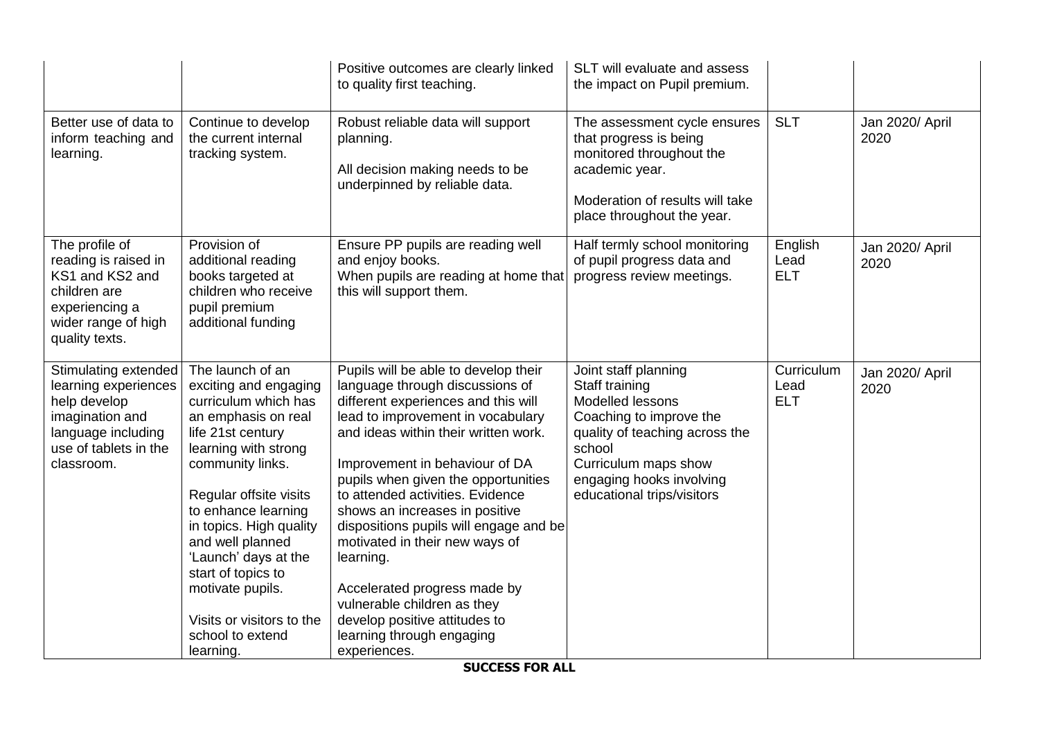| | | Positive outcomes are clearly linked to quality first teaching. | SLT will evaluate and assess the impact on Pupil premium. | | |
|---|---|---|---|---|---|
| Better use of data to inform teaching and learning. | Continue to develop the current internal tracking system. | Robust reliable data will support planning.<br><br>All decision making needs to be underpinned by reliable data. | The assessment cycle ensures that progress is being monitored throughout the academic year.<br><br>Moderation of results will take place throughout the year. | SLT | Jan 2020/ April 2020 |
| The profile of reading is raised in KS1 and KS2 and children are experiencing a wider range of high quality texts. | Provision of additional reading books targeted at children who receive pupil premium additional funding | Ensure PP pupils are reading well and enjoy books.<br>When pupils are reading at home that this will support them. | Half termly school monitoring of pupil progress data and progress review meetings. | English Lead ELT | Jan 2020/ April 2020 |
| Stimulating extended learning experiences help develop imagination and language including use of tablets in the classroom. | The launch of an exciting and engaging curriculum which has an emphasis on real life 21st century learning with strong community links.<br><br>Regular offsite visits to enhance learning in topics. High quality and well planned 'Launch' days at the start of topics to motivate pupils.<br><br>Visits or visitors to the school to extend learning. | Pupils will be able to develop their language through discussions of different experiences and this will lead to improvement in vocabulary and ideas within their written work.<br><br>Improvement in behaviour of DA pupils when given the opportunities to attended activities. Evidence shows an increases in positive dispositions pupils will engage and be motivated in their new ways of learning.<br><br>Accelerated progress made by vulnerable children as they develop positive attitudes to learning through engaging experiences. | Joint staff planning<br>Staff training<br>Modelled lessons<br>Coaching to improve the quality of teaching across the school<br>Curriculum maps show engaging hooks involving educational trips/visitors | Curriculum Lead ELT | Jan 2020/ April 2020 |

**SUCCESS FOR ALL**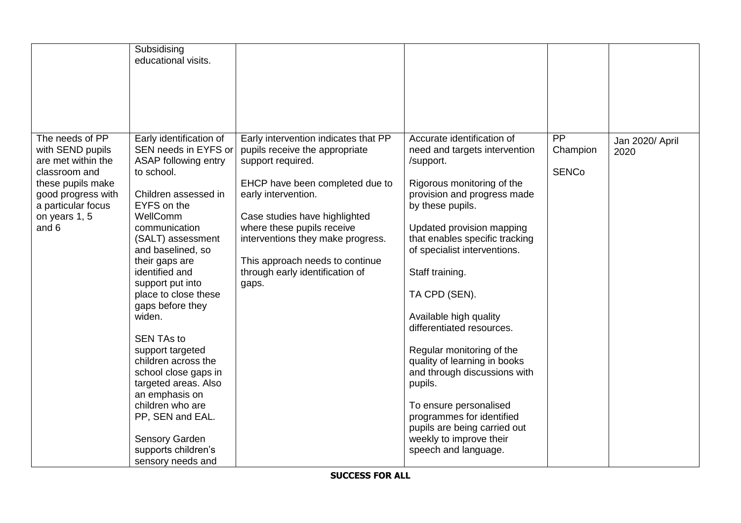| | | | | | |
|---|---|---|---|---|---|
| | Subsidising educational visits. | | | | |
| The needs of PP with SEND pupils are met within the classroom and these pupils make good progress with a particular focus on years 1, 5 and 6 | Early identification of SEN needs in EYFS or ASAP following entry to school.<br><br>Children assessed in EYFS on the WellComm communication (SALT) assessment and baselined, so their gaps are identified and support put into place to close these gaps before they widen.<br><br>SEN TAs to support targeted children across the school close gaps in targeted areas. Also an emphasis on children who are PP, SEN and EAL.<br><br>Sensory Garden supports children's sensory needs and | Early intervention indicates that PP pupils receive the appropriate support required.<br><br>EHCP have been completed due to early intervention.<br><br>Case studies have highlighted where these pupils receive interventions they make progress.<br><br>This approach needs to continue through early identification of gaps. | Accurate identification of need and targets intervention /support.<br><br>Rigorous monitoring of the provision and progress made by these pupils.<br><br>Updated provision mapping that enables specific tracking of specialist interventions.<br><br>Staff training.<br><br>TA CPD (SEN).<br><br>Available high quality differentiated resources.<br><br>Regular monitoring of the quality of learning in books and through discussions with pupils.<br><br>To ensure personalised programmes for identified pupils are being carried out weekly to improve their speech and language. | PP Champion<br><br>SENCo | Jan 2020/ April 2020 |

**SUCCESS FOR ALL**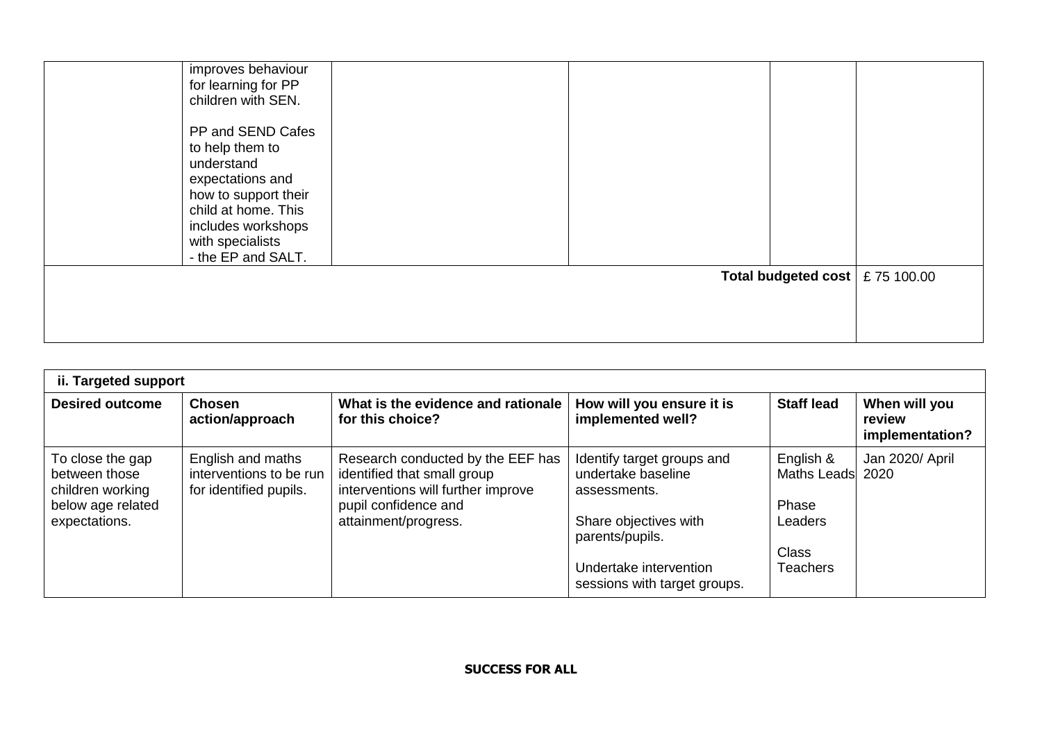| | | | | | |
|---|---|---|---|---|---|
| | improves behaviour for learning for PP children with SEN.<br><br>PP and SEND Cafes to help them to understand expectations and how to support their child at home. This includes workshops with specialists - the EP and SALT. | | | | |
| | | | | **Total budgeted cost** | £ 75 100.00 |

| ii. Targeted support | | | | | |
|---|---|---|---|---|---|
| **Desired outcome** | **Chosen action/approach** | **What is the evidence and rationale for this choice?** | **How will you ensure it is implemented well?** | **Staff lead** | **When will you review implementation?** |
| To close the gap between those children working below age related expectations. | English and maths interventions to be run for identified pupils. | Research conducted by the EEF has identified that small group interventions will further improve pupil confidence and attainment/progress. | Identify target groups and undertake baseline assessments.<br><br>Share objectives with parents/pupils.<br><br>Undertake intervention sessions with target groups. | English & Maths Leads<br><br>Phase Leaders<br><br>Class Teachers | Jan 2020/ April 2020 |

**SUCCESS FOR ALL**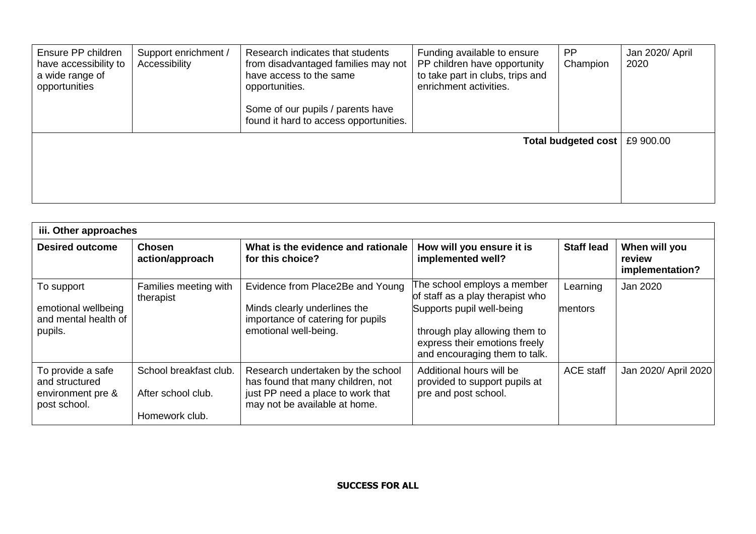| Ensure PP children have accessibility to a wide range of opportunities | Support enrichment / Accessibility | Research indicates that students from disadvantaged families may not have access to the same opportunities.<br><br>Some of our pupils / parents have found it hard to access opportunities. | Funding available to ensure PP children have opportunity to take part in clubs, trips and enrichment activities. | PP Champion | Jan 2020/ April 2020 |
|---|---|---|---|---|---|
| | | | | **Total budgeted cost** | £9 900.00 |

| iii. Other approaches | | | | | |
|---|---|---|---|---|---|
| **Desired outcome** | **Chosen action/approach** | **What is the evidence and rationale for this choice?** | **How will you ensure it is implemented well?** | **Staff lead** | **When will you review implementation?** |
| To support emotional wellbeing and mental health of pupils. | Families meeting with therapist | Evidence from Place2Be and Young Minds clearly underlines the importance of catering for pupils emotional well-being. | The school employs a member of staff as a play therapist who Supports pupil well-being through play allowing them to express their emotions freely and encouraging them to talk. | Learning mentors | Jan 2020 |
| To provide a safe and structured environment pre & post school. | School breakfast club.<br><br>After school club.<br><br>Homework club. | Research undertaken by the school has found that many children, not just PP need a place to work that may not be available at home. | Additional hours will be provided to support pupils at pre and post school. | ACE staff | Jan 2020/ April 2020 |

**SUCCESS FOR ALL**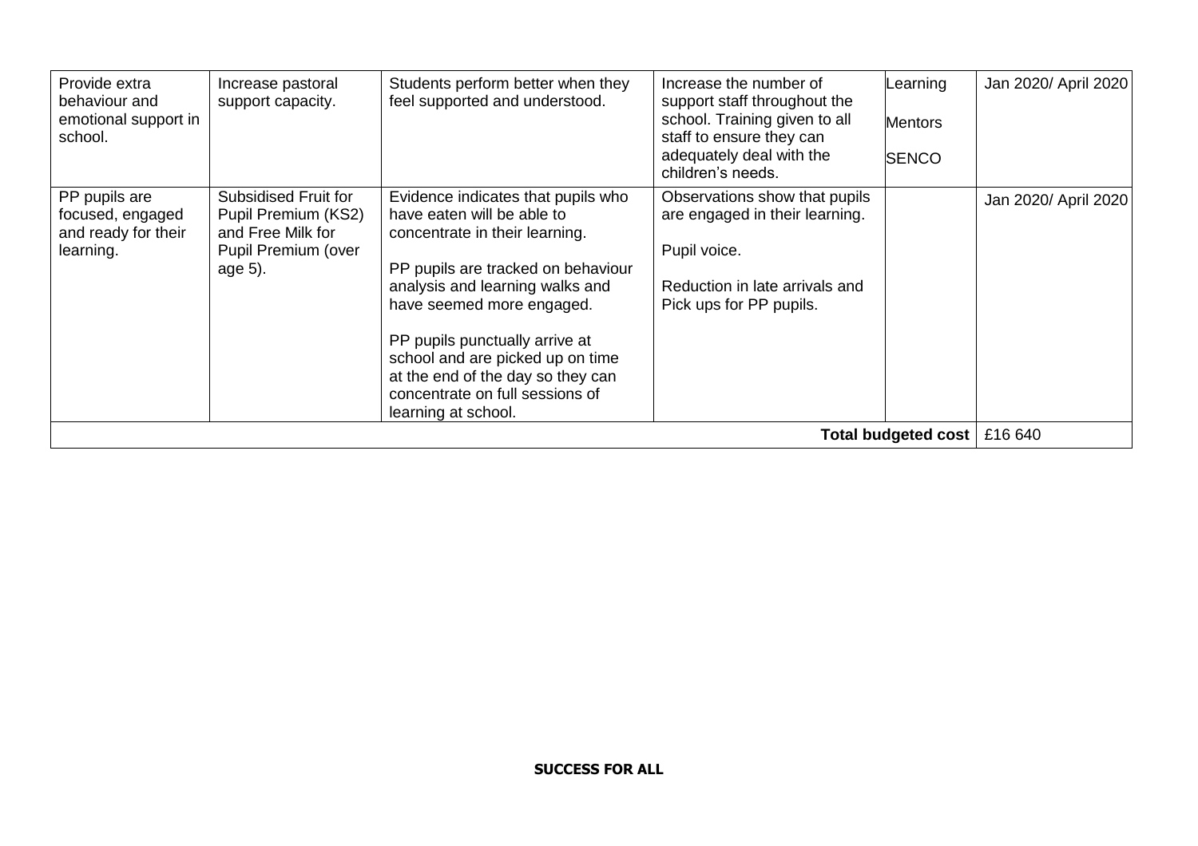| | | | | | |
|---|---|---|---|---|---|
| Provide extra behaviour and emotional support in school. | Increase pastoral support capacity. | Students perform better when they feel supported and understood. | Increase the number of support staff throughout the school. Training given to all staff to ensure they can adequately deal with the children's needs. | Learning Mentors SENCO | Jan 2020/ April 2020 |
| PP pupils are focused, engaged and ready for their learning. | Subsidised Fruit for Pupil Premium (KS2) and Free Milk for Pupil Premium (over age 5). | Evidence indicates that pupils who have eaten will be able to concentrate in their learning.<br><br>PP pupils are tracked on behaviour analysis and learning walks and have seemed more engaged.<br><br>PP pupils punctually arrive at school and are picked up on time at the end of the day so they can concentrate on full sessions of learning at school. | Observations show that pupils are engaged in their learning.<br><br>Pupil voice.<br><br>Reduction in late arrivals and Pick ups for PP pupils. | | Jan 2020/ April 2020 |
| | | | | **Total budgeted cost** | £16 640 |

**SUCCESS FOR ALL**